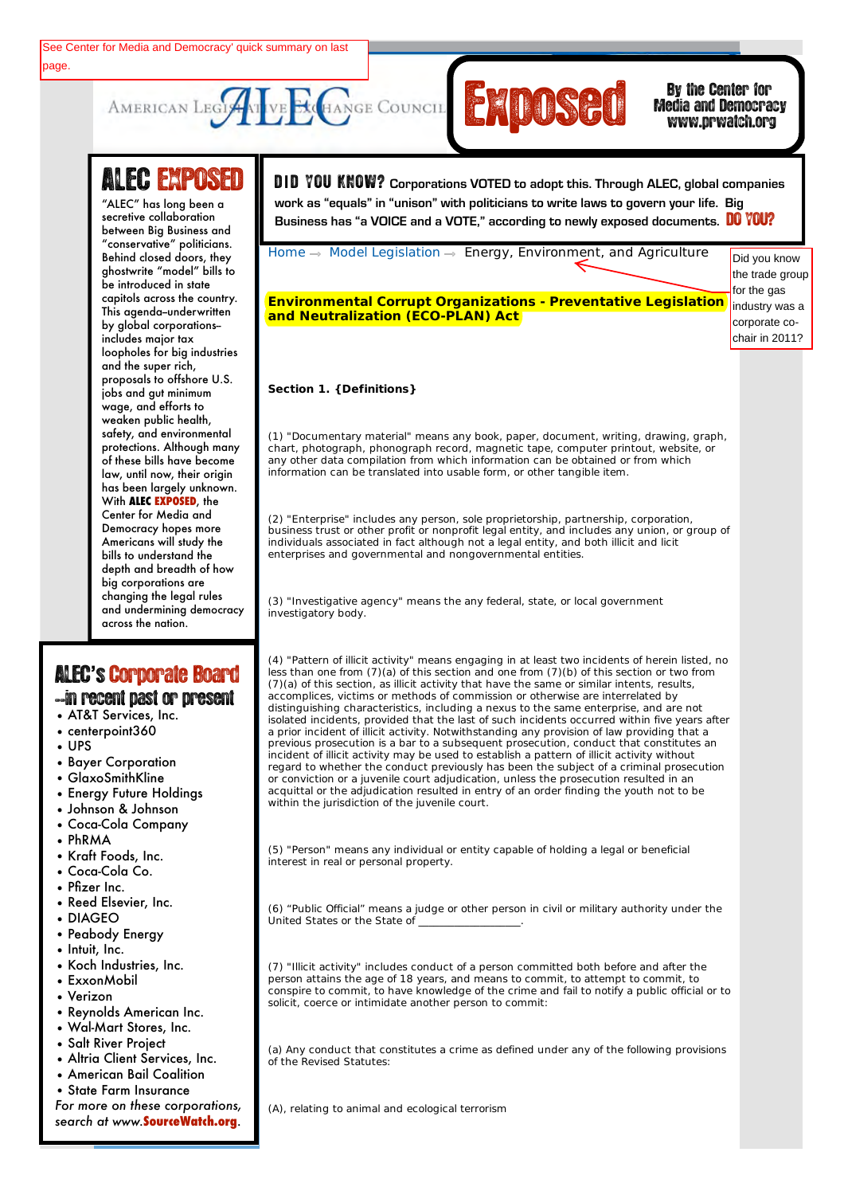See Center for Media and Democracy' quick summary on last page.

AMERICAN LEGISLATIVE EXCHANGE COUNCIL **ALEC Exposed** By the Center for Media and Democracy www.prwatch.org

## ALEC EXPOSED

"ALEC" has long been a secretive collaboration between Big Business and "conservative" politicians. Behind closed doors, they ghostwrite "model" bills to be introduced in state capitols across the country. This agenda–underwritten by global corporations–includes major tax loopholes for big industries and the super rich, proposals to offshore U.S. jobs and gut minimum wage, and efforts to weaken public health, safety, and environmental protections. Although many of these bills have become law, until now, their origin has been largely unknown. With **ALEC EXPOSED**, the Center for Media and Democracy hopes more Americans will study the bills to understand the depth and breadth of how big corporations are changing the legal rules and undermining democracy across the nation.

## ALEC's Corporate Board --in recent past or present

- AT&T Services, Inc.
- centerpoint360
- UPS
- Bayer Corporation
- GlaxoSmithKline
- Energy Future Holdings
- Johnson & Johnson
- Coca-Cola Company
- PhRMA
- Kraft Foods, Inc.
- Coca-Cola Co.
- Pfizer Inc.
- Reed Elsevier, Inc.
- DIAGEO
- Peabody Energy
- Intuit, Inc.
- Koch Industries, Inc.
- ExxonMobil
- Verizon
- Reynolds American Inc.
- Wal-Mart Stores, Inc.
- Salt River Project
- Altria Client Services, Inc.
- American Bail Coalition
- State Farm Insurance

*For more on these corporations, search at www.**SourceWatch.org**.*

**DID YOU KNOW?** Corporations VOTED to adopt this. Through ALEC, global companies work as "equals" in "unison" with politicians to write laws to govern your life. Big Business has "a VOICE and a VOTE," according to newly exposed documents. **DO YOU?**

Home → Model Legislation → Energy, Environment, and Agriculture

Did you know the trade group for the gas industry was a corporate co-chair in 2011?

**Environmental Corrupt Organizations - Preventative Legislation and Neutralization (ECO-PLAN) Act**

**Section 1. {Definitions}**

(1) "Documentary material" means any book, paper, document, writing, drawing, graph, chart, photograph, phonograph record, magnetic tape, computer printout, website, or any other data compilation from which information can be obtained or from which information can be translated into usable form, or other tangible item.

(2) "Enterprise" includes any person, sole proprietorship, partnership, corporation, business trust or other profit or nonprofit legal entity, and includes any union, or group of individuals associated in fact although not a legal entity, and both illicit and licit enterprises and governmental and nongovernmental entities.

(3) "Investigative agency" means the any federal, state, or local government investigatory body.

(4) "Pattern of illicit activity" means engaging in at least two incidents of herein listed, no less than one from (7)(a) of this section and one from (7)(b) of this section or two from (7)(a) of this section, as illicit activity that have the same or similar intents, results, accomplices, victims or methods of commission or otherwise are interrelated by distinguishing characteristics, including a nexus to the same enterprise, and are not isolated incidents, provided that the last of such incidents occurred within five years after a prior incident of illicit activity. Notwithstanding any provision of law providing that a previous prosecution is a bar to a subsequent prosecution, conduct that constitutes an incident of illicit activity may be used to establish a pattern of illicit activity without regard to whether the conduct previously has been the subject of a criminal prosecution or conviction or a juvenile court adjudication, unless the prosecution resulted in an acquittal or the adjudication resulted in entry of an order finding the youth not to be within the jurisdiction of the juvenile court.

(5) "Person" means any individual or entity capable of holding a legal or beneficial interest in real or personal property.

(6) "Public Official" means a judge or other person in civil or military authority under the United States or the State of ___________________.

(7) "Illicit activity" includes conduct of a person committed both before and after the person attains the age of 18 years, and means to commit, to attempt to commit, to conspire to commit, to have knowledge of the crime and fail to notify a public official or to solicit, coerce or intimidate another person to commit:

(a) Any conduct that constitutes a crime as defined under any of the following provisions of the Revised Statutes:

(A), relating to animal and ecological terrorism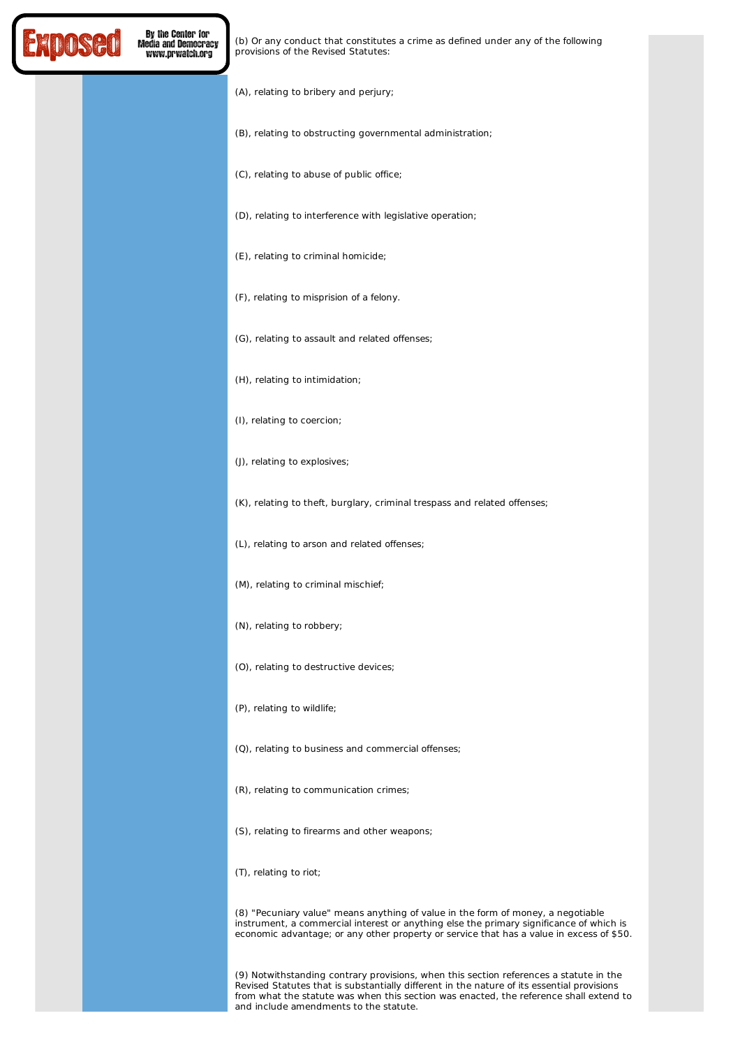(b) Or any conduct that constitutes a crime as defined under any of the following provisions of the Revised Statutes:

(A), relating to bribery and perjury;

(B), relating to obstructing governmental administration;

(C), relating to abuse of public office;

(D), relating to interference with legislative operation;

(E), relating to criminal homicide;

(F), relating to misprision of a felony.

(G), relating to assault and related offenses;

(H), relating to intimidation;

(I), relating to coercion;

(J), relating to explosives;

(K), relating to theft, burglary, criminal trespass and related offenses;

(L), relating to arson and related offenses;

(M), relating to criminal mischief;

(N), relating to robbery;

(O), relating to destructive devices;

(P), relating to wildlife;

(Q), relating to business and commercial offenses;

(R), relating to communication crimes;

(S), relating to firearms and other weapons;

(T), relating to riot;

(8) "Pecuniary value" means anything of value in the form of money, a negotiable instrument, a commercial interest or anything else the primary significance of which is economic advantage; or any other property or service that has a value in excess of $50.

(9) Notwithstanding contrary provisions, when this section references a statute in the Revised Statutes that is substantially different in the nature of its essential provisions from what the statute was when this section was enacted, the reference shall extend to and include amendments to the statute.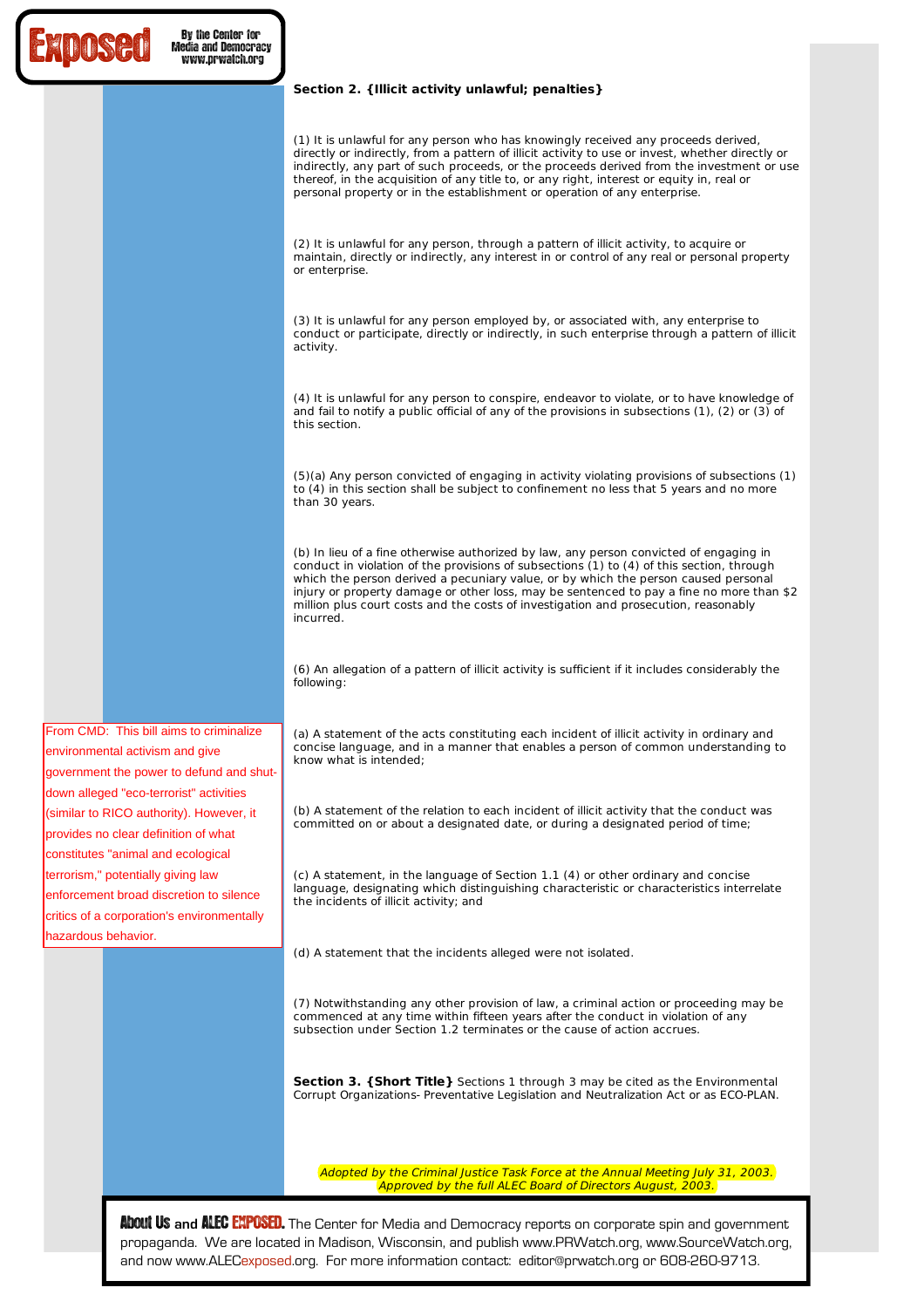**Section 2. {Illicit activity unlawful; penalties}**

(1) It is unlawful for any person who has knowingly received any proceeds derived, directly or indirectly, from a pattern of illicit activity to use or invest, whether directly or indirectly, any part of such proceeds, or the proceeds derived from the investment or use thereof, in the acquisition of any title to, or any right, interest or equity in, real or personal property or in the establishment or operation of any enterprise.

(2) It is unlawful for any person, through a pattern of illicit activity, to acquire or maintain, directly or indirectly, any interest in or control of any real or personal property or enterprise.

(3) It is unlawful for any person employed by, or associated with, any enterprise to conduct or participate, directly or indirectly, in such enterprise through a pattern of illicit activity.

(4) It is unlawful for any person to conspire, endeavor to violate, or to have knowledge of and fail to notify a public official of any of the provisions in subsections (1), (2) or (3) of this section.

(5)(a) Any person convicted of engaging in activity violating provisions of subsections (1) to (4) in this section shall be subject to confinement no less that 5 years and no more than 30 years.

(b) In lieu of a fine otherwise authorized by law, any person convicted of engaging in conduct in violation of the provisions of subsections (1) to (4) of this section, through which the person derived a pecuniary value, or by which the person caused personal injury or property damage or other loss, may be sentenced to pay a fine no more than $2 million plus court costs and the costs of investigation and prosecution, reasonably incurred.

(6) An allegation of a pattern of illicit activity is sufficient if it includes considerably the following:

From CMD: This bill aims to criminalize environmental activism and give government the power to defund and shut-down alleged "eco-terrorist" activities (similar to RICO authority). However, it provides no clear definition of what constitutes "animal and ecological terrorism," potentially giving law enforcement broad discretion to silence critics of a corporation's environmentally hazardous behavior.

(a) A statement of the acts constituting each incident of illicit activity in ordinary and concise language, and in a manner that enables a person of common understanding to know what is intended;

(b) A statement of the relation to each incident of illicit activity that the conduct was committed on or about a designated date, or during a designated period of time;

(c) A statement, in the language of Section 1.1 (4) or other ordinary and concise language, designating which distinguishing characteristic or characteristics interrelate the incidents of illicit activity; and

(d) A statement that the incidents alleged were not isolated.

(7) Notwithstanding any other provision of law, a criminal action or proceeding may be commenced at any time within fifteen years after the conduct in violation of any subsection under Section 1.2 terminates or the cause of action accrues.

**Section 3. {Short Title}** Sections 1 through 3 may be cited as the Environmental Corrupt Organizations- Preventative Legislation and Neutralization Act or as ECO-PLAN.

*Adopted by the Criminal Justice Task Force at the Annual Meeting July 31, 2003.*
*Approved by the full ALEC Board of Directors August, 2003.*

**About Us and ALEC EXPOSED.** The Center for Media and Democracy reports on corporate spin and government propaganda. We are located in Madison, Wisconsin, and publish www.PRWatch.org, www.SourceWatch.org, and now www.ALECexposed.org. For more information contact: editor@prwatch.org or 608-260-9713.